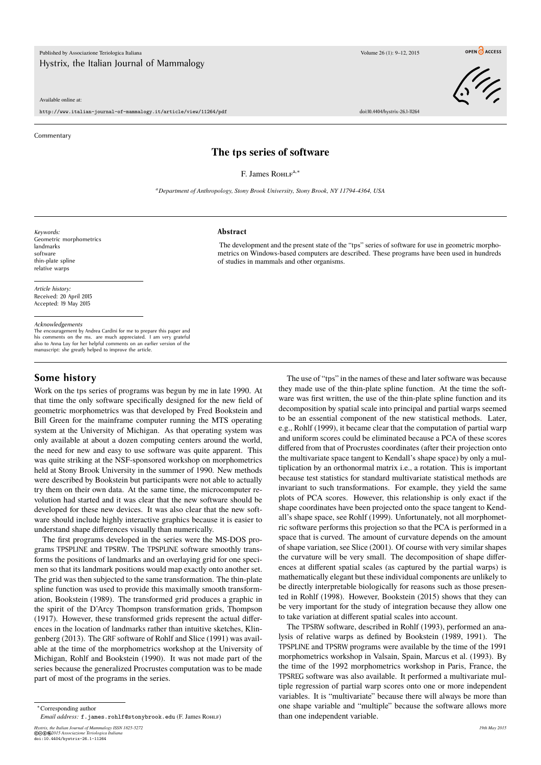Commentary

# The tps series of software

F. James Rohlf[a,*]

[a] *Department of Anthropology, Stony Brook University, Stony Brook, NY 11794-4364, USA*

*Keywords:*
Geometric morphometrics
landmarks
software
thin-plate spline
relative warps

*Article history:*
Received: 20 April 2015
Accepted: 19 May 2015

*Acknowledgements*
The encouragement by Andrea Cardini for me to prepare this paper and his comments on the ms. are much appreciated. I am very grateful also to Anna Loy for her helpful comments on an earlier version of the manuscript: she greatly helped to improve the article.

## Abstract

The development and the present state of the "tps" series of software for use in geometric morphometrics on Windows-based computers are described. These programs have been used in hundreds of studies in mammals and other organisms.

## Some history

Work on the tps series of programs was begun by me in late 1990. At that time the only software specifically designed for the new field of geometric morphometrics was that developed by Fred Bookstein and Bill Green for the mainframe computer running the MTS operating system at the University of Michigan. As that operating system was only available at about a dozen computing centers around the world, the need for new and easy to use software was quite apparent. This was quite striking at the NSF-sponsored workshop on morphometrics held at Stony Brook University in the summer of 1990. New methods were described by Bookstein but participants were not able to actually try them on their own data. At the same time, the microcomputer revolution had started and it was clear that the new software should be developed for these new devices. It was also clear that the new software should include highly interactive graphics because it is easier to understand shape differences visually than numerically.

The first programs developed in the series were the MS-DOS programs TPSPLINE and TPSRW. The TPSPLINE software smoothly transforms the positions of landmarks and an overlaying grid for one specimen so that its landmark positions would map exactly onto another set. The grid was then subjected to the same transformation. The thin-plate spline function was used to provide this maximally smooth transformation, Bookstein (1989). The transformed grid produces a graphic in the spirit of the D'Arcy Thompson transformation grids, Thompson (1917). However, these transformed grids represent the actual differences in the location of landmarks rather than intuitive sketches, Klingenberg (2013). The GRF software of Rohlf and Slice (1991) was available at the time of the morphometrics workshop at the University of Michigan, Rohlf and Bookstein (1990). It was not made part of the series because the generalized Procrustes computation was to be made part of most of the programs in the series.

The use of "tps" in the names of these and later software was because they made use of the thin-plate spline function. At the time the software was first written, the use of the thin-plate spline function and its decomposition by spatial scale into principal and partial warps seemed to be an essential component of the new statistical methods. Later, e.g., Rohlf (1999), it became clear that the computation of partial warp and uniform scores could be eliminated because a PCA of these scores differed from that of Procrustes coordinates (after their projection onto the multivariate space tangent to Kendall's shape space) by only a multiplication by an orthonormal matrix i.e., a rotation. This is important because test statistics for standard multivariate statistical methods are invariant to such transformations. For example, they yield the same plots of PCA scores. However, this relationship is only exact if the shape coordinates have been projected onto the space tangent to Kendall's shape space, see Rohlf (1999). Unfortunately, not all morphometric software performs this projection so that the PCA is performed in a space that is curved. The amount of curvature depends on the amount of shape variation, see Slice (2001). Of course with very similar shapes the curvature will be very small. The decomposition of shape differences at different spatial scales (as captured by the partial warps) is mathematically elegant but these individual components are unlikely to be directly interpretable biologically for reasons such as those presented in Rohlf (1998). However, Bookstein (2015) shows that they can be very important for the study of integration because they allow one to take variation at different spatial scales into account.

The TPSRW software, described in Rohlf (1993), performed an analysis of relative warps as defined by Bookstein (1989, 1991). The TPSPLINE and TPSRW programs were available by the time of the 1991 morphometrics workshop in Valsain, Spain, Marcus et al. (1993). By the time of the 1992 morphometrics workshop in Paris, France, the TPSREG software was also available. It performed a multivariate multiple regression of partial warp scores onto one or more independent variables. It is "multivariate" because there will always be more than one shape variable and "multiple" because the software allows more than one independent variable.

*Corresponding author
*Email address:* f.james.rohlf@stonybrook.edu (F. James Rohlf)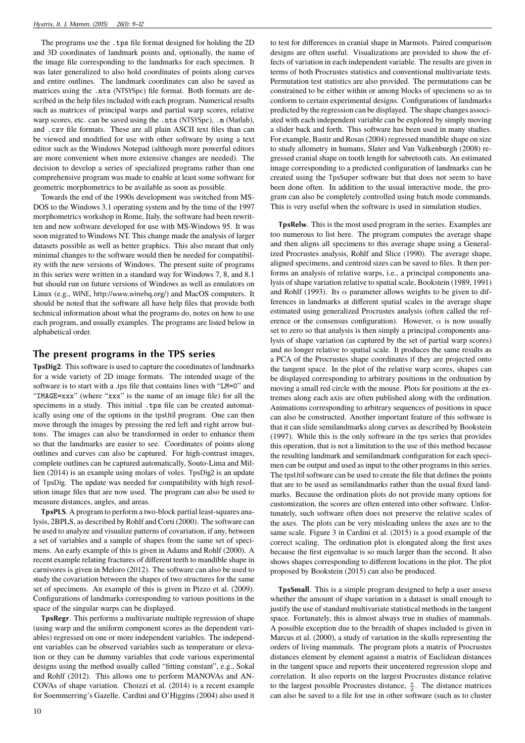The programs use the `.tps` file format designed for holding the 2D and 3D coordinates of landmark points and, optionally, the name of the image file corresponding to the landmarks for each specimen. It was later generalized to also hold coordinates of points along curves and entire outlines. The landmark coordinates can also be saved as matrices using the `.nts` (NTSYSpc) file format. Both formats are described in the help files included with each program. Numerical results such as matrices of principal warps and partial warp scores, relative warp scores, etc. can be saved using the `.nts` (NTSYSpc), `.m` (Matlab), and `.csv` file formats. These are all plain ASCII text files than can be viewed and modified for use with other software by using a text editor such as the Windows Notepad (although more powerful editors are more convenient when more extensive changes are needed). The decision to develop a series of specialized programs rather than one comprehensive program was made to enable at least some software for geometric morphometrics to be available as soon as possible.

Towards the end of the 1990s development was switched from MS-DOS to the Windows 3.1 operating system and by the time of the 1997 morphometrics workshop in Rome, Italy, the software had been rewritten and new software developed for use with MS-Windows 95. It was soon migrated to Windows NT. This change made the analysis of larger datasets possible as well as better graphics. This also meant that only minimal changes to the software would then be needed for compatibility with the new versions of Windows. The present suite of programs in this series were written in a standard way for Windows 7, 8, and 8.1 but should run on future versions of Windows as well as emulators on Linux (e.g., WINE, http://www.winehq.org/) and MacOS computers. It should be noted that the software all have help files that provide both technical information about what the programs do, notes on how to use each program, and usually examples. The programs are listed below in alphabetical order.

## The present programs in the TPS series

**TpsDig2**. This software is used to capture the coordinates of landmarks for a wide variety of 2D image formats. The intended usage of the software is to start with a .tps file that contains lines with "`LM=0`" and "`IMAGE=xxx`" (where "`xxx`" is the name of an image file) for all the specimens in a study. This initial `.tps` file can be created automatically using one of the options in the tpsUtil program. One can then move through the images by pressing the red left and right arrow buttons. The images can also be transformed in order to enhance them so that the landmarks are easier to see. Coordinates of points along outlines and curves can also be captured. For high-contrast images, complete outlines can be captured automatically, Souto-Lima and Millien (2014) is an example using molars of voles. TpsDig2 is an update of TpsDig. The update was needed for compatibility with high resolution image files that are now used. The program can also be used to measure distances, angles, and areas.

**TpsPLS**. A program to perform a two-block partial least-squares analysis, 2BPLS, as described by Rohlf and Corti (2000). The software can be used to analyze and visualize patterns of covariation, if any, between a set of variables and a sample of shapes from the same set of specimens. An early example of this is given in Adams and Rohlf (2000). A recent example relating fractures of different teeth to mandible shape in carnivores is given in Meloro (2012). The software can also be used to study the covariation between the shapes of two structures for the same set of specimens. An example of this is given in Pizzo et al. (2009). Configurations of landmarks corresponding to various positions in the space of the singular warps can be displayed.

**TpsRegr**. This performs a multivariate multiple regression of shape (using warp and the uniform component scores as the dependent variables) regressed on one or more independent variables. The independent variables can be observed variables such as temperature or elevation or they can be dummy variables that code various experimental designs using the method usually called "fitting constant", e.g., Sokal and Rohlf (2012). This allows one to perform MANOVAs and ANCOVAs of shape variation. Choizzi et al. (2014) is a recent example for Soemmerring's Gazelle. Cardini and O'Higgins (2004) also used it to test for differences in cranial shape in Marmots. Paired comparison designs are often useful. Visualizations are provided to show the effects of variation in each independent variable. The results are given in terms of both Procrustes statistics and conventional multivariate tests. Permutation test statistics are also provided. The permutations can be constrained to be either within or among blocks of specimens so as to conform to certain experimental designs. Configurations of landmarks predicted by the regression can be displayed. The shape changes associated with each independent variable can be explored by simply moving a slider back and forth. This software has been used in many studies. For example, Bastir and Rosas (2004) regressed mandible shape on size to study allometry in humans, Slater and Van Valkenburgh (2008) regressed cranial shape on tooth length for sabretooth cats. An estimated image corresponding to a predicted configuration of landmarks can be created using the TpsSuper software but that does not seem to have been done often. In addition to the usual interactive mode, the program can also be completely controlled using batch mode commands. This is very useful when the software is used in simulation studies.

**TpsRelw**. This is the most used program in the series. Examples are too numerous to list here. The program computes the average shape and then aligns all specimens to this average shape using a Generalized Procrustes analysis, Rohlf and Slice (1990). The average shape, aligned specimens, and centroid sizes can be saved to files. It then performs an analysis of relative warps, i.e., a principal components analysis of shape variation relative to spatial scale, Bookstein (1989, 1991) and Rohlf (1993). Its $\alpha$ parameter allows weights to be given to differences in landmarks at different spatial scales in the average shape estimated using generalized Procrustes analysis (often called the reference or the consensus configuration). However, $\alpha$ is now usually set to zero so that analysis is then simply a principal components analysis of shape variation (as captured by the set of partial warp scores) and no longer relative to spatial scale. It produces the same results as a PCA of the Procrustes shape coordinates if they are projected onto the tangent space. In the plot of the relative warp scores, shapes can be displayed corresponding to arbitrary positions in the ordination by moving a small red circle with the mouse. Plots for positions at the extremes along each axis are often published along with the ordination. Animations corresponding to arbitrary sequences of positions in space can also be constructed. Another important feature of this software is that it can slide semilandmarks along curves as described by Bookstein (1997). While this is the only software in the tps series that provides this operation, that is not a limitation to the use of this method because the resulting landmark and semilandmark configuration for each specimen can be output and used as input to the other programs in this series. The tpsUtil software can be used to create the file that defines the points that are to be used as semilandmarks rather than the usual fixed landmarks. Because the ordination plots do not provide many options for customization, the scores are often entered into other software. Unfortunately, such software often does not preserve the relative scales of the axes. The plots can be very misleading unless the axes are to the same scale. Figure 3 in Cardini et al. (2015) is a good example of the correct scaling. The ordination plot is elongated along the first axes because the first eigenvalue is so much larger than the second. It also shows shapes corresponding to different locations in the plot. The plot proposed by Bookstein (2015) can also be produced.

**TpsSmall**. This is a simple program designed to help a user assess whether the amount of shape variation in a dataset is small enough to justify the use of standard multivariate statistical methods in the tangent space. Fortunately, this is almost always true in studies of mammals. A possible exception due to the breadth of shapes included is given in Marcus et al. (2000), a study of variation in the skulls representing the orders of living mammals. The program plots a matrix of Procrustes distances element by element against a matrix of Euclidean distances in the tangent space and reports their uncentered regression slope and correlation. It also reports on the largest Procrustes distance relative to the largest possible Procrustes distance, $\frac{\pi}{2}$. The distance matrices can also be saved to a file for use in other software (such as to cluster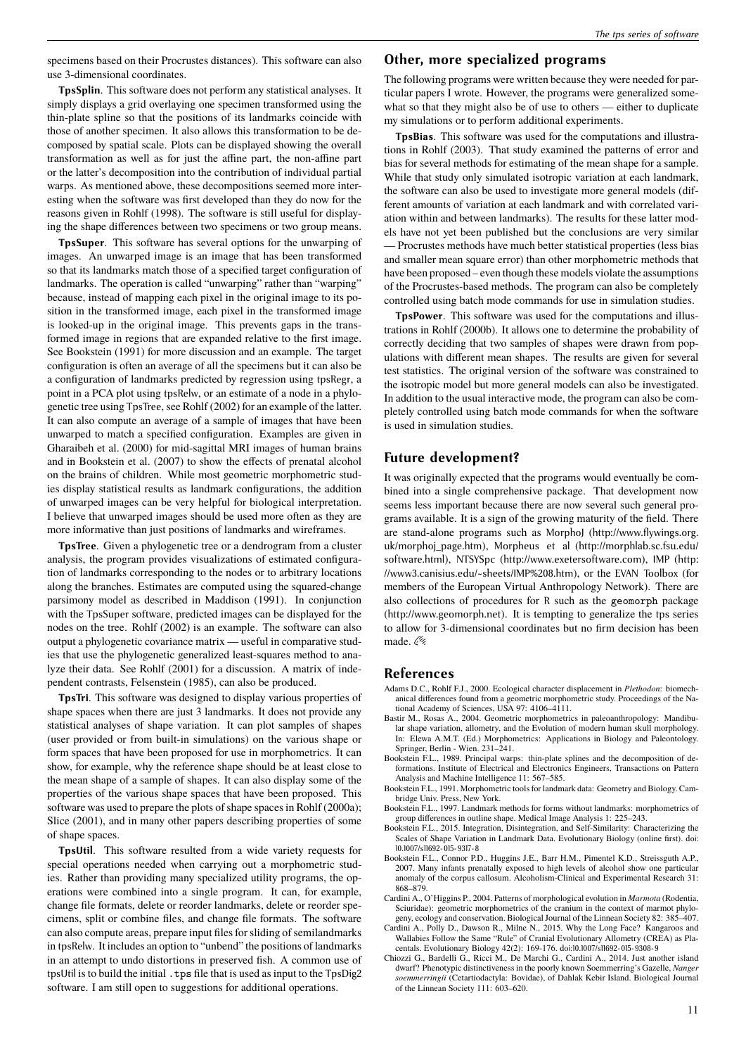specimens based on their Procrustes distances). This software can also use 3-dimensional coordinates.

**TpsSplin**. This software does not perform any statistical analyses. It simply displays a grid overlaying one specimen transformed using the thin-plate spline so that the positions of its landmarks coincide with those of another specimen. It also allows this transformation to be decomposed by spatial scale. Plots can be displayed showing the overall transformation as well as for just the affine part, the non-affine part or the latter's decomposition into the contribution of individual partial warps. As mentioned above, these decompositions seemed more interesting when the software was first developed than they do now for the reasons given in Rohlf (1998). The software is still useful for displaying the shape differences between two specimens or two group means.

**TpsSuper**. This software has several options for the unwarping of images. An unwarped image is an image that has been transformed so that its landmarks match those of a specified target configuration of landmarks. The operation is called "unwarping" rather than "warping" because, instead of mapping each pixel in the original image to its position in the transformed image, each pixel in the transformed image is looked-up in the original image. This prevents gaps in the transformed image in regions that are expanded relative to the first image. See Bookstein (1991) for more discussion and an example. The target configuration is often an average of all the specimens but it can also be a configuration of landmarks predicted by regression using tpsRegr, a point in a PCA plot using tpsRelw, or an estimate of a node in a phylogenetic tree using TpsTree, see Rohlf (2002) for an example of the latter. It can also compute an average of a sample of images that have been unwarped to match a specified configuration. Examples are given in Gharaibeh et al. (2000) for mid-sagittal MRI images of human brains and in Bookstein et al. (2007) to show the effects of prenatal alcohol on the brains of children. While most geometric morphometric studies display statistical results as landmark configurations, the addition of unwarped images can be very helpful for biological interpretation. I believe that unwarped images should be used more often as they are more informative than just positions of landmarks and wireframes.

**TpsTree**. Given a phylogenetic tree or a dendrogram from a cluster analysis, the program provides visualizations of estimated configuration of landmarks corresponding to the nodes or to arbitrary locations along the branches. Estimates are computed using the squared-change parsimony model as described in Maddison (1991). In conjunction with the TpsSuper software, predicted images can be displayed for the nodes on the tree. Rohlf (2002) is an example. The software can also output a phylogenetic covariance matrix — useful in comparative studies that use the phylogenetic generalized least-squares method to analyze their data. See Rohlf (2001) for a discussion. A matrix of independent contrasts, Felsenstein (1985), can also be produced.

**TpsTri**. This software was designed to display various properties of shape spaces when there are just 3 landmarks. It does not provide any statistical analyses of shape variation. It can plot samples of shapes (user provided or from built-in simulations) on the various shape or form spaces that have been proposed for use in morphometrics. It can show, for example, why the reference shape should be at least close to the mean shape of a sample of shapes. It can also display some of the properties of the various shape spaces that have been proposed. This software was used to prepare the plots of shape spaces in Rohlf (2000a); Slice (2001), and in many other papers describing properties of some of shape spaces.

**TpsUtil**. This software resulted from a wide variety requests for special operations needed when carrying out a morphometric studies. Rather than providing many specialized utility programs, the operations were combined into a single program. It can, for example, change file formats, delete or reorder landmarks, delete or reorder specimens, split or combine files, and change file formats. The software can also compute areas, prepare input files for sliding of semilandmarks in tpsRelw. It includes an option to "unbend" the positions of landmarks in an attempt to undo distortions in preserved fish. A common use of tpsUtil is to build the initial `.tps` file that is used as input to the TpsDig2 software. I am still open to suggestions for additional operations.

## Other, more specialized programs

The following programs were written because they were needed for particular papers I wrote. However, the programs were generalized somewhat so that they might also be of use to others — either to duplicate my simulations or to perform additional experiments.

**TpsBias**. This software was used for the computations and illustrations in Rohlf (2003). That study examined the patterns of error and bias for several methods for estimating of the mean shape for a sample. While that study only simulated isotropic variation at each landmark, the software can also be used to investigate more general models (different amounts of variation at each landmark and with correlated variation within and between landmarks). The results for these latter models have not yet been published but the conclusions are very similar — Procrustes methods have much better statistical properties (less bias and smaller mean square error) than other morphometric methods that have been proposed – even though these models violate the assumptions of the Procrustes-based methods. The program can also be completely controlled using batch mode commands for use in simulation studies.

**TpsPower**. This software was used for the computations and illustrations in Rohlf (2000b). It allows one to determine the probability of correctly deciding that two samples of shapes were drawn from populations with different mean shapes. The results are given for several test statistics. The original version of the software was constrained to the isotropic model but more general models can also be investigated. In addition to the usual interactive mode, the program can also be completely controlled using batch mode commands for when the software is used in simulation studies.

## Future development?

It was originally expected that the programs would eventually be combined into a single comprehensive package. That development now seems less important because there are now several such general programs available. It is a sign of the growing maturity of the field. There are stand-alone programs such as MorphoJ (http://www.flywings.org.uk/morphoj_page.htm), Morpheus et al (http://morphlab.sc.fsu.edu/software.html), NTSYSpc (http://www.exetersoftware.com), IMP (http://www3.canisius.edu/~sheets/IMP%208.htm), or the EVAN Toolbox (for members of the European Virtual Anthropology Network). There are also collections of procedures for R such as the `geomorph` package (http://www.geomorph.net). It is tempting to generalize the tps series to allow for 3-dimensional coordinates but no firm decision has been made.

## References

Adams D.C., Rohlf F.J., 2000. Ecological character displacement in *Plethodon*: biomechanical differences found from a geometric morphometric study. Proceedings of the National Academy of Sciences, USA 97: 4106–4111.

Bastir M., Rosas A., 2004. Geometric morphometrics in paleoanthropology: Mandibular shape variation, allometry, and the Evolution of modern human skull morphology. In: Elewa A.M.T. (Ed.) Morphometrics: Applications in Biology and Paleontology. Springer, Berlin - Wien. 231–241.

Bookstein F.L., 1989. Principal warps: thin-plate splines and the decomposition of deformations. Institute of Electrical and Electronics Engineers, Transactions on Pattern Analysis and Machine Intelligence 11: 567–585.

Bookstein F.L., 1991. Morphometric tools for landmark data: Geometry and Biology. Cambridge Univ. Press, New York.

Bookstein F.L., 1997. Landmark methods for forms without landmarks: morphometrics of group differences in outline shape. Medical Image Analysis 1: 225–243.

Bookstein F.L., 2015. Integration, Disintegration, and Self-Similarity: Characterizing the Scales of Shape Variation in Landmark Data. Evolutionary Biology (online first). doi: 10.1007/s11692-015-9317-8

Bookstein F.L., Connor P.D., Huggins J.E., Barr H.M., Pimentel K.D., Streissguth A.P., 2007. Many infants prenatally exposed to high levels of alcohol show one particular anomaly of the corpus callosum. Alcoholism-Clinical and Experimental Research 31: 868–879.

Cardini A., O'Higgins P., 2004. Patterns of morphological evolution in *Marmota* (Rodentia, Sciuridae): geometric morphometrics of the cranium in the context of marmot phylogeny, ecology and conservation. Biological Journal of the Linnean Society 82: 385–407.

Cardini A., Polly D., Dawson R., Milne N., 2015. Why the Long Face? Kangaroos and Wallabies Follow the Same "Rule" of Cranial Evolutionary Allometry (CREA) as Placentals. Evolutionary Biology 42(2): 169-176. doi:10.1007/s11692-015-9308-9

Chiozzi G., Bardelli G., Ricci M., De Marchi G., Cardini A., 2014. Just another island dwarf? Phenotypic distinctiveness in the poorly known Soemmerring's Gazelle, *Nanger soemmerringii* (Cetartiodactyla: Bovidae), of Dahlak Kebir Island. Biological Journal of the Linnean Society 111: 603–620.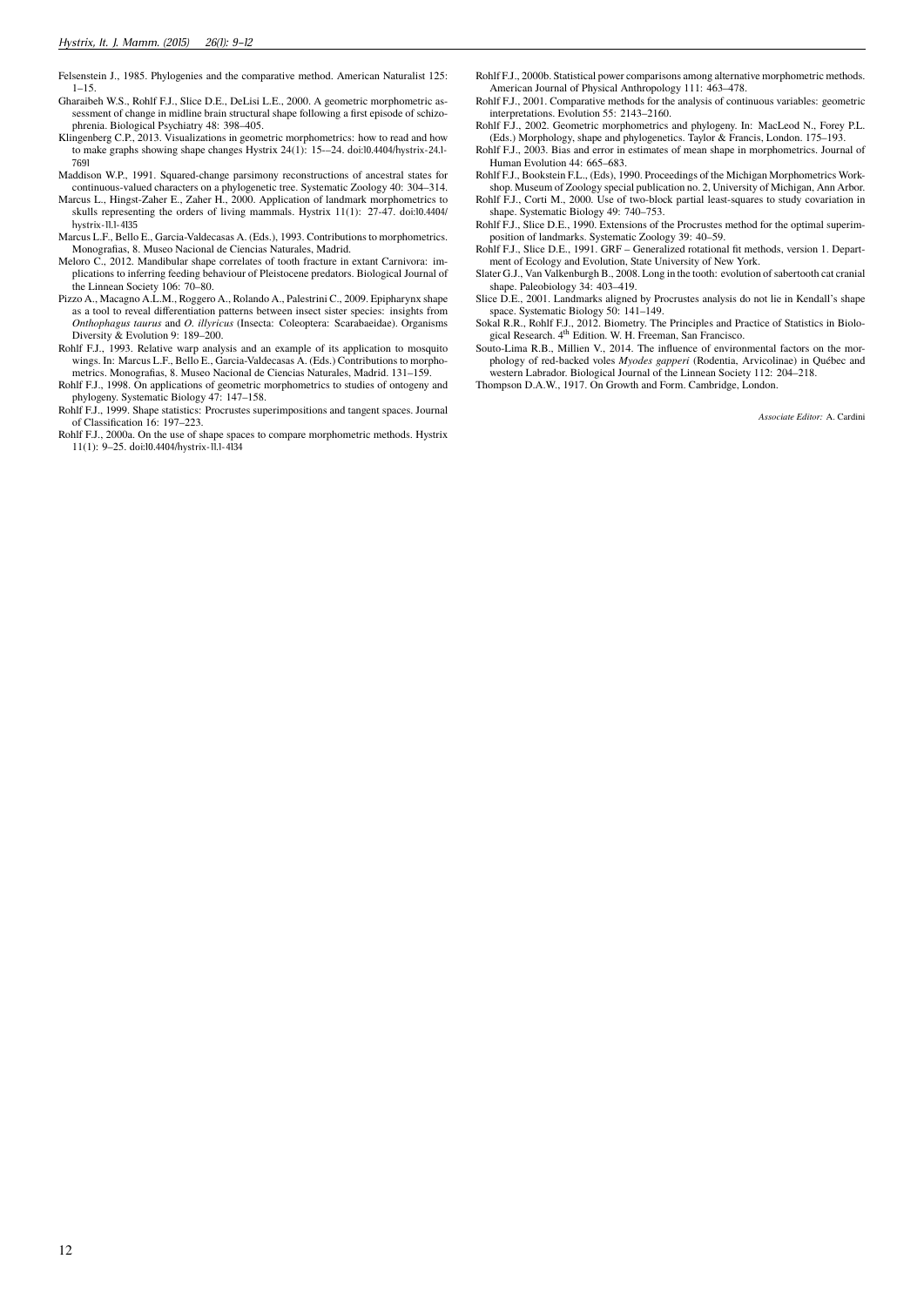Felsenstein J., 1985. Phylogenies and the comparative method. American Naturalist 125: 1–15.

Gharaibeh W.S., Rohlf F.J., Slice D.E., DeLisi L.E., 2000. A geometric morphometric assessment of change in midline brain structural shape following a first episode of schizophrenia. Biological Psychiatry 48: 398–405.

Klingenberg C.P., 2013. Visualizations in geometric morphometrics: how to read and how to make graphs showing shape changes Hystrix 24(1): 15-–24. doi:10.4404/hystrix-24.1-7691

Maddison W.P., 1991. Squared-change parsimony reconstructions of ancestral states for continuous-valued characters on a phylogenetic tree. Systematic Zoology 40: 304–314.

Marcus L., Hingst-Zaher E., Zaher H., 2000. Application of landmark morphometrics to skulls representing the orders of living mammals. Hystrix 11(1): 27-47. doi:10.4404/hystrix-11.1-4135

Marcus L.F., Bello E., Garcia-Valdecasas A. (Eds.), 1993. Contributions to morphometrics. Monografias, 8. Museo Nacional de Ciencias Naturales, Madrid.

Meloro C., 2012. Mandibular shape correlates of tooth fracture in extant Carnivora: implications to inferring feeding behaviour of Pleistocene predators. Biological Journal of the Linnean Society 106: 70–80.

Pizzo A., Macagno A.L.M., Roggero A., Rolando A., Palestrini C., 2009. Epipharynx shape as a tool to reveal differentiation patterns between insect sister species: insights from *Onthophagus taurus* and *O. illyricus* (Insecta: Coleoptera: Scarabaeidae). Organisms Diversity & Evolution 9: 189–200.

Rohlf F.J., 1993. Relative warp analysis and an example of its application to mosquito wings. In: Marcus L.F., Bello E., Garcia-Valdecasas A. (Eds.) Contributions to morphometrics. Monografias, 8. Museo Nacional de Ciencias Naturales, Madrid. 131–159.

Rohlf F.J., 1998. On applications of geometric morphometrics to studies of ontogeny and phylogeny. Systematic Biology 47: 147–158.

Rohlf F.J., 1999. Shape statistics: Procrustes superimpositions and tangent spaces. Journal of Classification 16: 197–223.

Rohlf F.J., 2000a. On the use of shape spaces to compare morphometric methods. Hystrix 11(1): 9–25. doi:10.4404/hystrix-11.1-4134

Rohlf F.J., 2000b. Statistical power comparisons among alternative morphometric methods. American Journal of Physical Anthropology 111: 463–478.

Rohlf F.J., 2001. Comparative methods for the analysis of continuous variables: geometric interpretations. Evolution 55: 2143–2160.

Rohlf F.J., 2002. Geometric morphometrics and phylogeny. In: MacLeod N., Forey P.L. (Eds.) Morphology, shape and phylogenetics. Taylor & Francis, London. 175–193.

Rohlf F.J., 2003. Bias and error in estimates of mean shape in morphometrics. Journal of Human Evolution 44: 665–683.

Rohlf F.J., Bookstein F.L., (Eds), 1990. Proceedings of the Michigan Morphometrics Workshop. Museum of Zoology special publication no. 2, University of Michigan, Ann Arbor.

Rohlf F.J., Corti M., 2000. Use of two-block partial least-squares to study covariation in shape. Systematic Biology 49: 740–753.

Rohlf F.J., Slice D.E., 1990. Extensions of the Procrustes method for the optimal superimposition of landmarks. Systematic Zoology 39: 40–59.

Rohlf F.J., Slice D.E., 1991. GRF – Generalized rotational fit methods, version 1. Department of Ecology and Evolution, State University of New York.

Slater G.J., Van Valkenburgh B., 2008. Long in the tooth: evolution of sabertooth cat cranial shape. Paleobiology 34: 403–419.

Slice D.E., 2001. Landmarks aligned by Procrustes analysis do not lie in Kendall's shape space. Systematic Biology 50: 141–149.

Sokal R.R., Rohlf F.J., 2012. Biometry. The Principles and Practice of Statistics in Biological Research. 4th Edition. W. H. Freeman, San Francisco.

Souto-Lima R.B., Millien V., 2014. The influence of environmental factors on the morphology of red-backed voles *Myodes gapperi* (Rodentia, Arvicolinae) in Québec and western Labrador. Biological Journal of the Linnean Society 112: 204–218.

Thompson D.A.W., 1917. On Growth and Form. Cambridge, London.

*Associate Editor:* A. Cardini